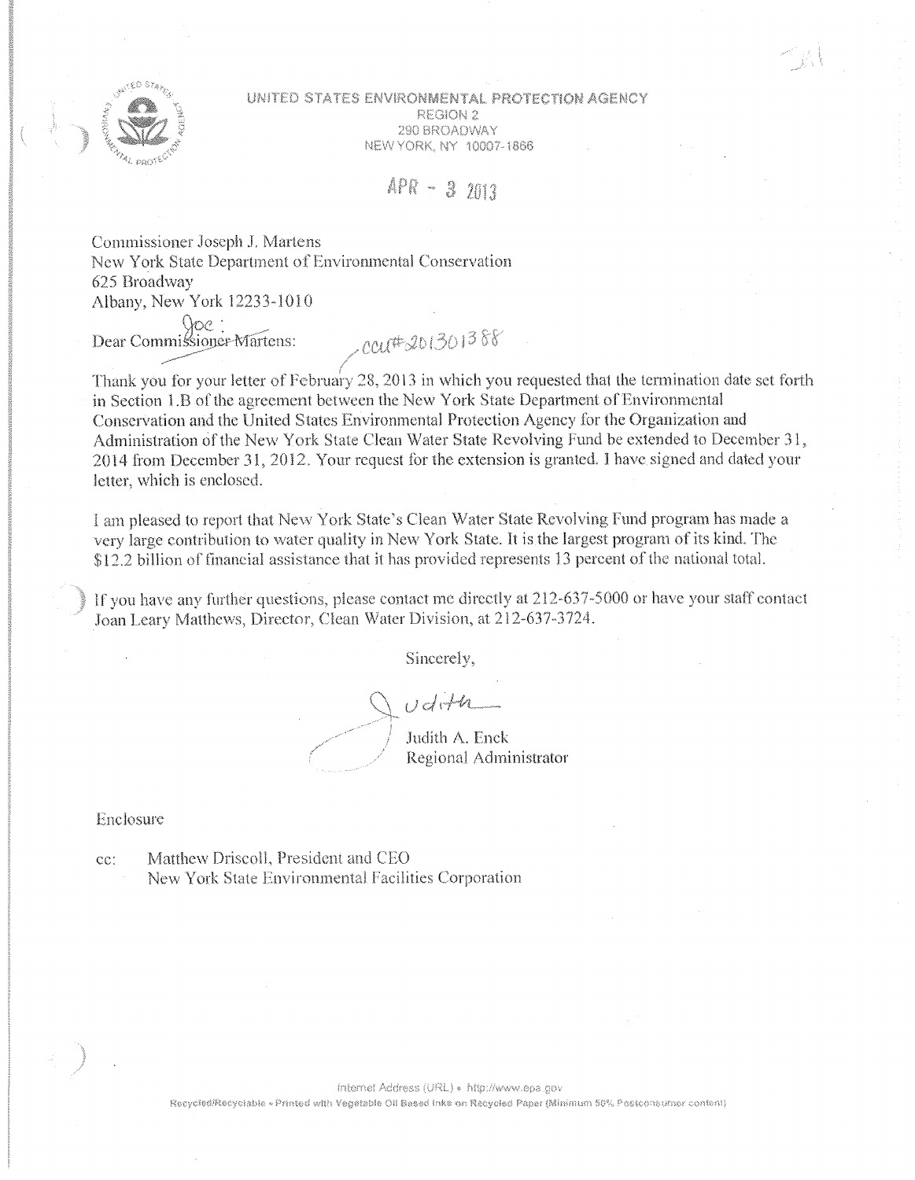UNITED STATES ENVIRONMENTAL PROTECTION AGENCY
REGION 2
290 BROADWAY
NEW YORK, NY 10007-1866

APR - 3 2013

Commissioner Joseph J. Martens
New York State Department of Environmental Conservation
625 Broadway
Albany, New York 12233-1010

Dear ~~Commissioner Martens~~ Joe:

ccu# 201301388

Thank you for your letter of February 28, 2013 in which you requested that the termination date set forth in Section 1.B of the agreement between the New York State Department of Environmental Conservation and the United States Environmental Protection Agency for the Organization and Administration of the New York State Clean Water State Revolving Fund be extended to December 31, 2014 from December 31, 2012. Your request for the extension is granted. I have signed and dated your letter, which is enclosed.

I am pleased to report that New York State's Clean Water State Revolving Fund program has made a very large contribution to water quality in New York State. It is the largest program of its kind. The $12.2 billion of financial assistance that it has provided represents 13 percent of the national total.

If you have any further questions, please contact me directly at 212-637-5000 or have your staff contact Joan Leary Matthews, Director, Clean Water Division, at 212-637-3724.

Sincerely,

Judith

Judith A. Enck
Regional Administrator

Enclosure

cc: Matthew Driscoll, President and CEO
New York State Environmental Facilities Corporation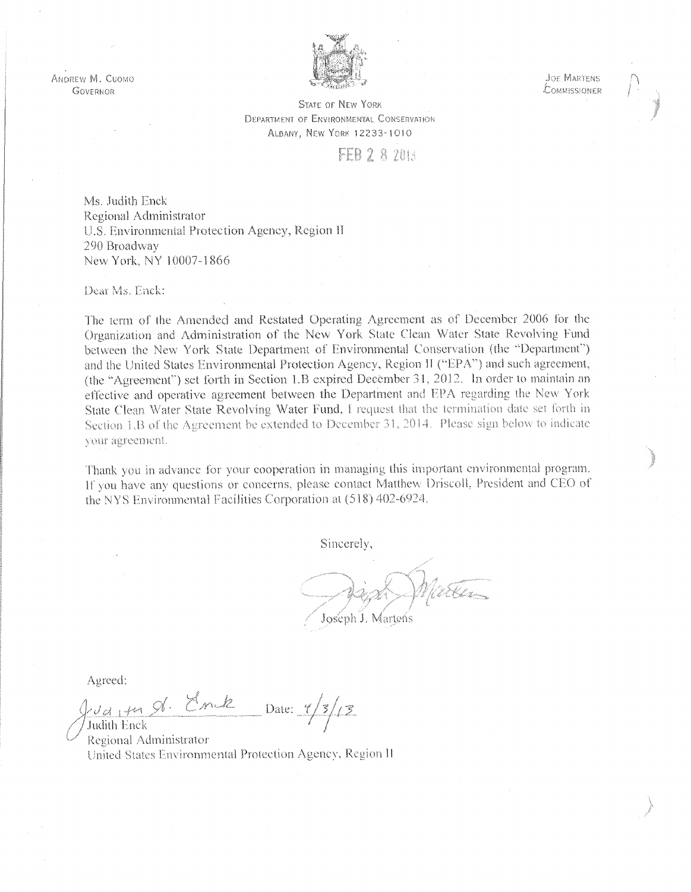ANDREW M. CUOMO
GOVERNOR

STATE OF NEW YORK
DEPARTMENT OF ENVIRONMENTAL CONSERVATION
ALBANY, NEW YORK 12233-1010

JOE MARTENS
COMMISSIONER

FEB 28 2013

Ms. Judith Enck
Regional Administrator
U.S. Environmental Protection Agency, Region II
290 Broadway
New York, NY 10007-1866

Dear Ms. Enck:

The term of the Amended and Restated Operating Agreement as of December 2006 for the Organization and Administration of the New York State Clean Water State Revolving Fund between the New York State Department of Environmental Conservation (the "Department") and the United States Environmental Protection Agency, Region II ("EPA") and such agreement, (the "Agreement") set forth in Section 1.B expired December 31, 2012. In order to maintain an effective and operative agreement between the Department and EPA regarding the New York State Clean Water State Revolving Water Fund, I request that the termination date set forth in Section 1.B of the Agreement be extended to December 31, 2014. Please sign below to indicate your agreement.

Thank you in advance for your cooperation in managing this important environmental program. If you have any questions or concerns, please contact Matthew Driscoll, President and CEO of the NYS Environmental Facilities Corporation at (518) 402-6924.

Sincerely,

Joseph J. Martens

Agreed:

Judith A. Enck Date: 4/3/13
Judith Enck
Regional Administrator
United States Environmental Protection Agency, Region II